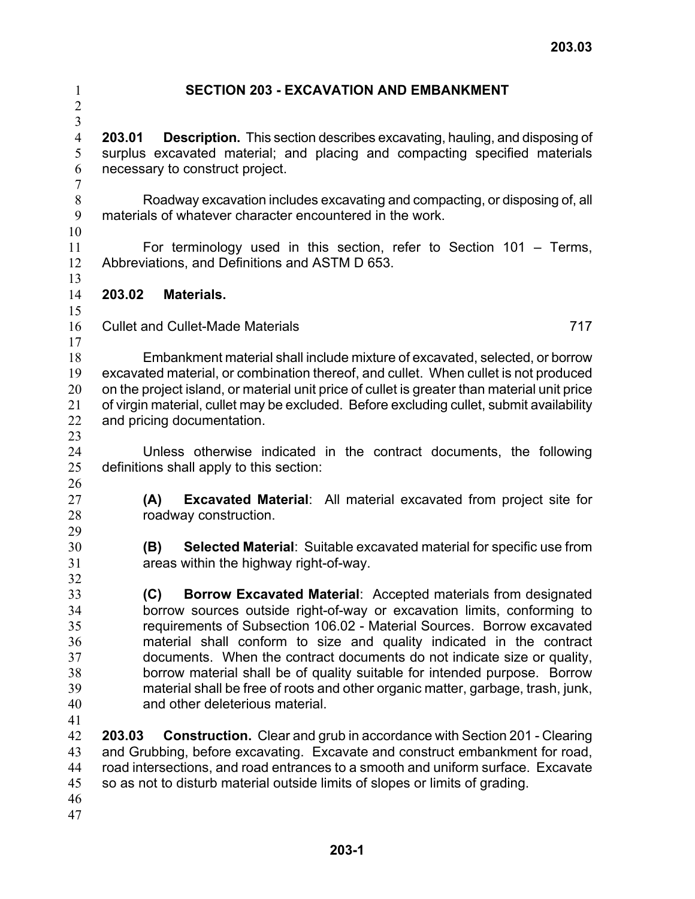# SECTION 203 - EXCAVATION AND EMBANKMENT

**203.01 Description.** This section describes excavating, hauling, and disposing of surplus excavated material; and placing and compacting specified materials necessary to construct project.

Roadway excavation includes excavating and compacting, or disposing of, all materials of whatever character encountered in the work.

For terminology used in this section, refer to Section 101 – Terms, Abbreviations, and Definitions and ASTM D 653.

**203.02 Materials.**

| | |
|---|---|
| Cullet and Cullet-Made Materials | 717 |

Embankment material shall include mixture of excavated, selected, or borrow excavated material, or combination thereof, and cullet. When cullet is not produced on the project island, or material unit price of cullet is greater than material unit price of virgin material, cullet may be excluded. Before excluding cullet, submit availability and pricing documentation.

Unless otherwise indicated in the contract documents, the following definitions shall apply to this section:

**(A) Excavated Material**: All material excavated from project site for roadway construction.

**(B) Selected Material**: Suitable excavated material for specific use from areas within the highway right-of-way.

**(C) Borrow Excavated Material**: Accepted materials from designated borrow sources outside right-of-way or excavation limits, conforming to requirements of Subsection 106.02 - Material Sources. Borrow excavated material shall conform to size and quality indicated in the contract documents. When the contract documents do not indicate size or quality, borrow material shall be of quality suitable for intended purpose. Borrow material shall be free of roots and other organic matter, garbage, trash, junk, and other deleterious material.

**203.03 Construction.** Clear and grub in accordance with Section 201 - Clearing and Grubbing, before excavating. Excavate and construct embankment for road, road intersections, and road entrances to a smooth and uniform surface. Excavate so as not to disturb material outside limits of slopes or limits of grading.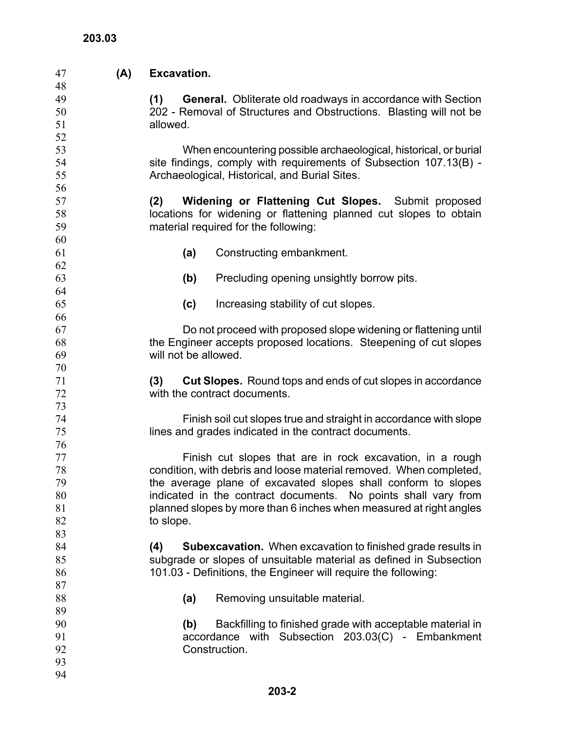**(A) Excavation.**

**(1) General.** Obliterate old roadways in accordance with Section 202 - Removal of Structures and Obstructions. Blasting will not be allowed.

When encountering possible archaeological, historical, or burial site findings, comply with requirements of Subsection 107.13(B) - Archaeological, Historical, and Burial Sites.

**(2) Widening or Flattening Cut Slopes.** Submit proposed locations for widening or flattening planned cut slopes to obtain material required for the following:

**(a)** Constructing embankment.

**(b)** Precluding opening unsightly borrow pits.

**(c)** Increasing stability of cut slopes.

Do not proceed with proposed slope widening or flattening until the Engineer accepts proposed locations. Steepening of cut slopes will not be allowed.

**(3) Cut Slopes.** Round tops and ends of cut slopes in accordance with the contract documents.

Finish soil cut slopes true and straight in accordance with slope lines and grades indicated in the contract documents.

Finish cut slopes that are in rock excavation, in a rough condition, with debris and loose material removed. When completed, the average plane of excavated slopes shall conform to slopes indicated in the contract documents. No points shall vary from planned slopes by more than 6 inches when measured at right angles to slope.

**(4) Subexcavation.** When excavation to finished grade results in subgrade or slopes of unsuitable material as defined in Subsection 101.03 - Definitions, the Engineer will require the following:

**(a)** Removing unsuitable material.

**(b)** Backfilling to finished grade with acceptable material in accordance with Subsection 203.03(C) - Embankment Construction.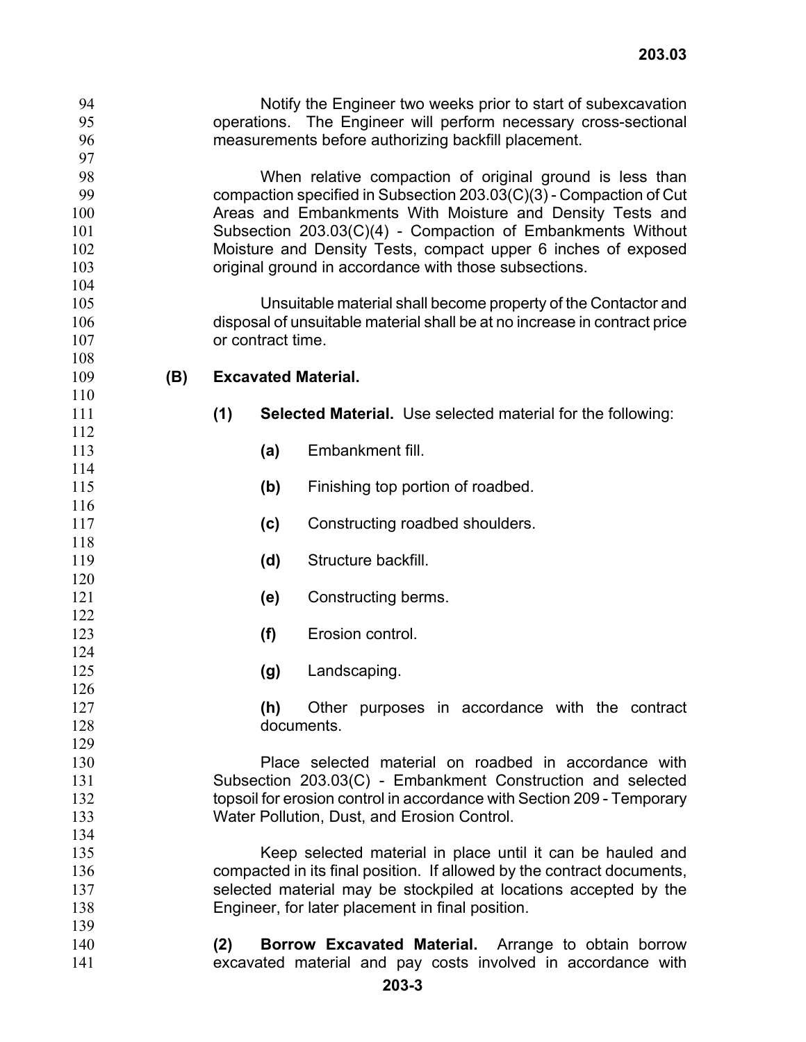Notify the Engineer two weeks prior to start of subexcavation operations. The Engineer will perform necessary cross-sectional measurements before authorizing backfill placement.

When relative compaction of original ground is less than compaction specified in Subsection 203.03(C)(3) - Compaction of Cut Areas and Embankments With Moisture and Density Tests and Subsection 203.03(C)(4) - Compaction of Embankments Without Moisture and Density Tests, compact upper 6 inches of exposed original ground in accordance with those subsections.

Unsuitable material shall become property of the Contactor and disposal of unsuitable material shall be at no increase in contract price or contract time.

**(B) Excavated Material.**

**(1) Selected Material.** Use selected material for the following:

**(a)** Embankment fill.

**(b)** Finishing top portion of roadbed.

**(c)** Constructing roadbed shoulders.

**(d)** Structure backfill.

**(e)** Constructing berms.

**(f)** Erosion control.

**(g)** Landscaping.

**(h)** Other purposes in accordance with the contract documents.

Place selected material on roadbed in accordance with Subsection 203.03(C) - Embankment Construction and selected topsoil for erosion control in accordance with Section 209 - Temporary Water Pollution, Dust, and Erosion Control.

Keep selected material in place until it can be hauled and compacted in its final position. If allowed by the contract documents, selected material may be stockpiled at locations accepted by the Engineer, for later placement in final position.

**(2) Borrow Excavated Material.** Arrange to obtain borrow excavated material and pay costs involved in accordance with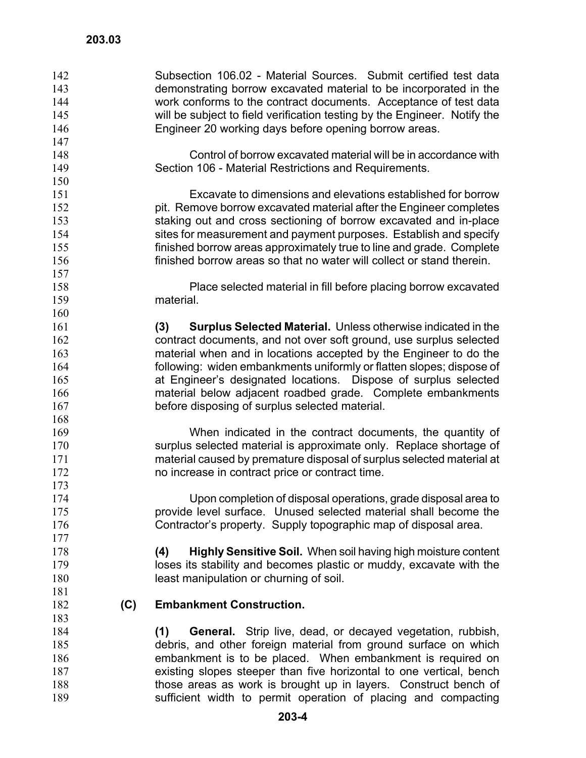Subsection 106.02 - Material Sources. Submit certified test data demonstrating borrow excavated material to be incorporated in the work conforms to the contract documents. Acceptance of test data will be subject to field verification testing by the Engineer. Notify the Engineer 20 working days before opening borrow areas.

Control of borrow excavated material will be in accordance with Section 106 - Material Restrictions and Requirements.

Excavate to dimensions and elevations established for borrow pit. Remove borrow excavated material after the Engineer completes staking out and cross sectioning of borrow excavated and in-place sites for measurement and payment purposes. Establish and specify finished borrow areas approximately true to line and grade. Complete finished borrow areas so that no water will collect or stand therein.

Place selected material in fill before placing borrow excavated material.

**(3) Surplus Selected Material.** Unless otherwise indicated in the contract documents, and not over soft ground, use surplus selected material when and in locations accepted by the Engineer to do the following: widen embankments uniformly or flatten slopes; dispose of at Engineer's designated locations. Dispose of surplus selected material below adjacent roadbed grade. Complete embankments before disposing of surplus selected material.

When indicated in the contract documents, the quantity of surplus selected material is approximate only. Replace shortage of material caused by premature disposal of surplus selected material at no increase in contract price or contract time.

Upon completion of disposal operations, grade disposal area to provide level surface. Unused selected material shall become the Contractor's property. Supply topographic map of disposal area.

**(4) Highly Sensitive Soil.** When soil having high moisture content loses its stability and becomes plastic or muddy, excavate with the least manipulation or churning of soil.

**(C) Embankment Construction.**

**(1) General.** Strip live, dead, or decayed vegetation, rubbish, debris, and other foreign material from ground surface on which embankment is to be placed. When embankment is required on existing slopes steeper than five horizontal to one vertical, bench those areas as work is brought up in layers. Construct bench of sufficient width to permit operation of placing and compacting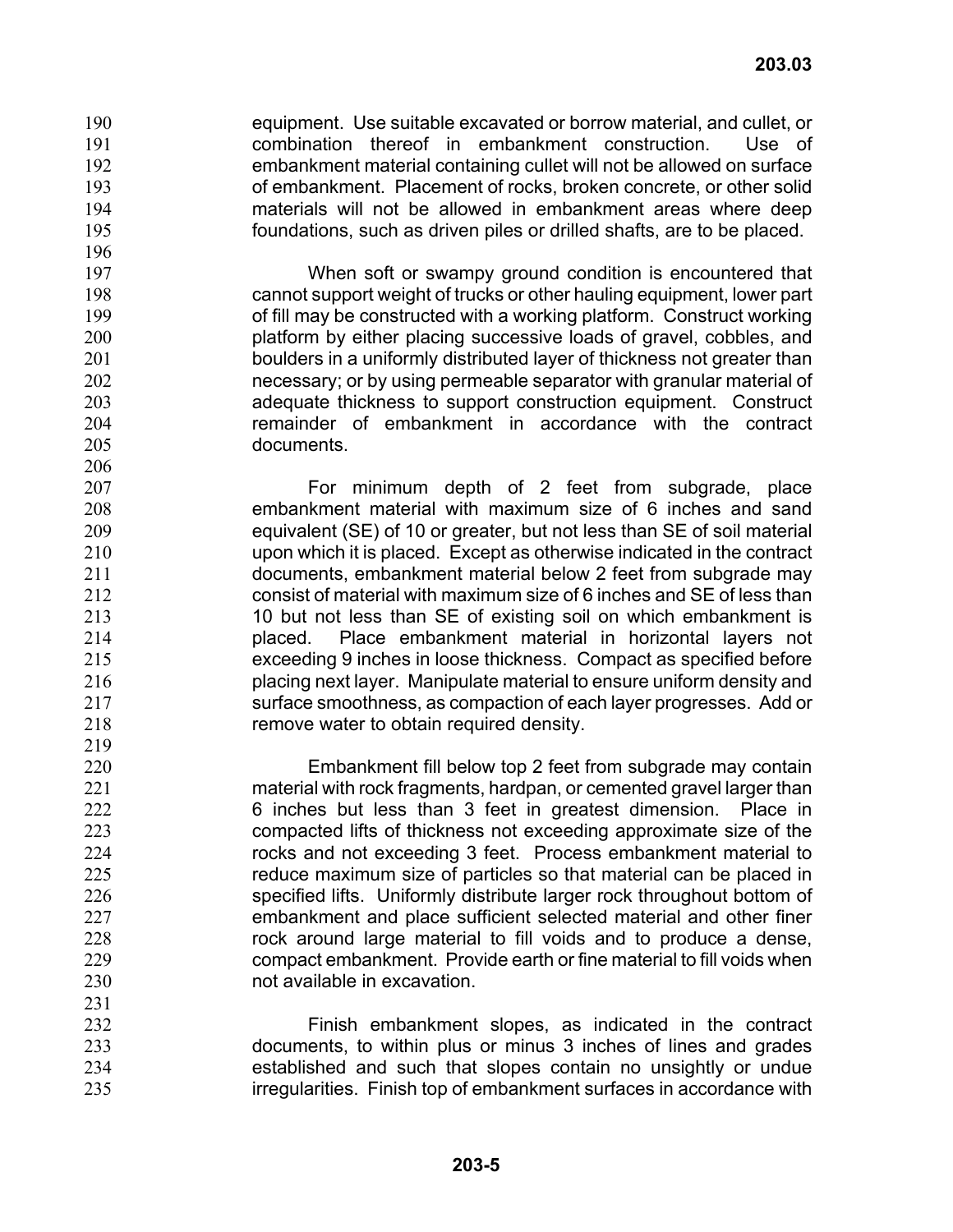equipment. Use suitable excavated or borrow material, and cullet, or combination thereof in embankment construction. Use of embankment material containing cullet will not be allowed on surface of embankment. Placement of rocks, broken concrete, or other solid materials will not be allowed in embankment areas where deep foundations, such as driven piles or drilled shafts, are to be placed.

When soft or swampy ground condition is encountered that cannot support weight of trucks or other hauling equipment, lower part of fill may be constructed with a working platform. Construct working platform by either placing successive loads of gravel, cobbles, and boulders in a uniformly distributed layer of thickness not greater than necessary; or by using permeable separator with granular material of adequate thickness to support construction equipment. Construct remainder of embankment in accordance with the contract documents.

For minimum depth of 2 feet from subgrade, place embankment material with maximum size of 6 inches and sand equivalent (SE) of 10 or greater, but not less than SE of soil material upon which it is placed. Except as otherwise indicated in the contract documents, embankment material below 2 feet from subgrade may consist of material with maximum size of 6 inches and SE of less than 10 but not less than SE of existing soil on which embankment is placed. Place embankment material in horizontal layers not exceeding 9 inches in loose thickness. Compact as specified before placing next layer. Manipulate material to ensure uniform density and surface smoothness, as compaction of each layer progresses. Add or remove water to obtain required density.

Embankment fill below top 2 feet from subgrade may contain material with rock fragments, hardpan, or cemented gravel larger than 6 inches but less than 3 feet in greatest dimension. Place in compacted lifts of thickness not exceeding approximate size of the rocks and not exceeding 3 feet. Process embankment material to reduce maximum size of particles so that material can be placed in specified lifts. Uniformly distribute larger rock throughout bottom of embankment and place sufficient selected material and other finer rock around large material to fill voids and to produce a dense, compact embankment. Provide earth or fine material to fill voids when not available in excavation.

Finish embankment slopes, as indicated in the contract documents, to within plus or minus 3 inches of lines and grades established and such that slopes contain no unsightly or undue irregularities. Finish top of embankment surfaces in accordance with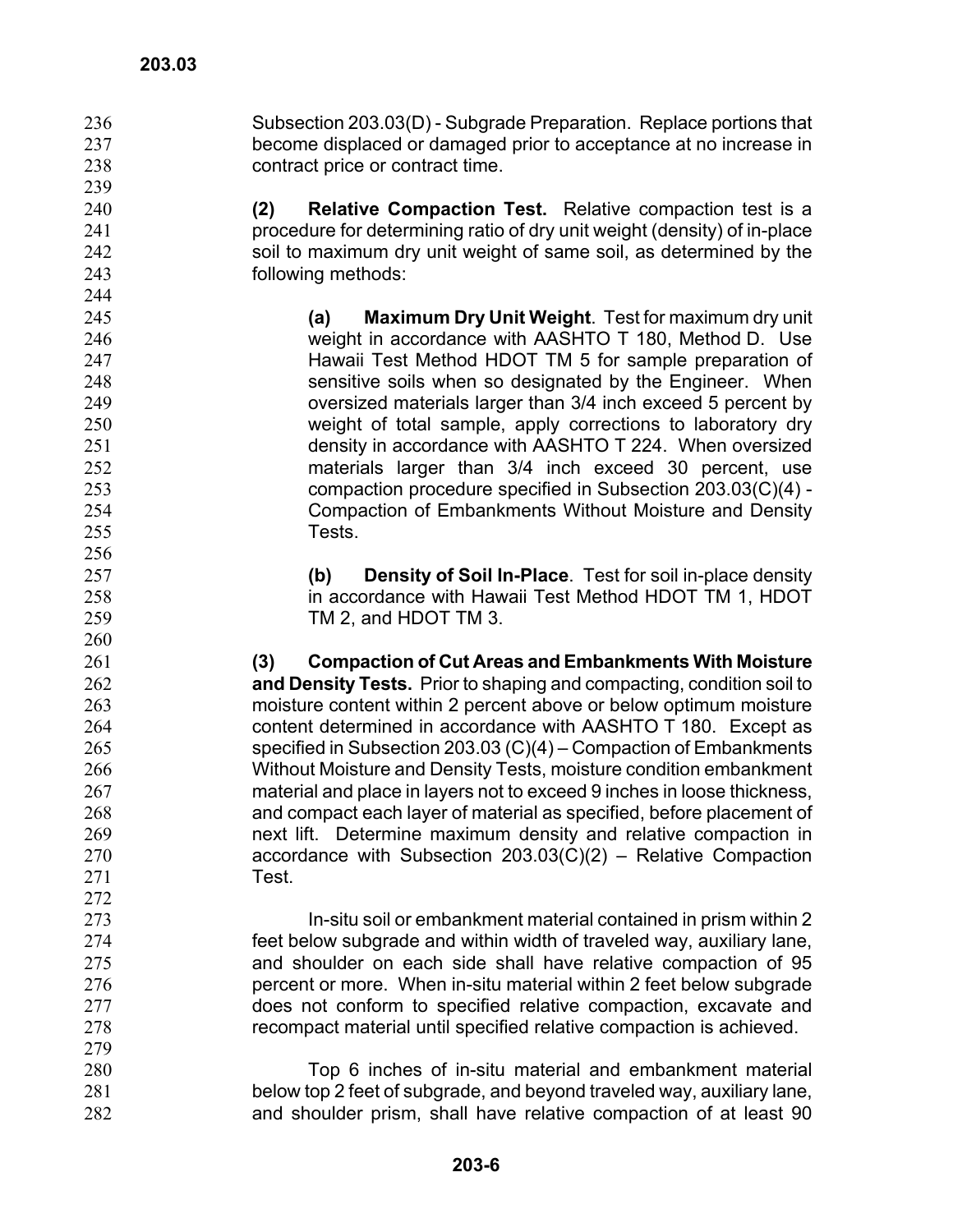Subsection 203.03(D) - Subgrade Preparation. Replace portions that become displaced or damaged prior to acceptance at no increase in contract price or contract time.

**(2) Relative Compaction Test.** Relative compaction test is a procedure for determining ratio of dry unit weight (density) of in-place soil to maximum dry unit weight of same soil, as determined by the following methods:

**(a) Maximum Dry Unit Weight**. Test for maximum dry unit weight in accordance with AASHTO T 180, Method D. Use Hawaii Test Method HDOT TM 5 for sample preparation of sensitive soils when so designated by the Engineer. When oversized materials larger than 3/4 inch exceed 5 percent by weight of total sample, apply corrections to laboratory dry density in accordance with AASHTO T 224. When oversized materials larger than 3/4 inch exceed 30 percent, use compaction procedure specified in Subsection 203.03(C)(4) - Compaction of Embankments Without Moisture and Density Tests.

**(b) Density of Soil In-Place**. Test for soil in-place density in accordance with Hawaii Test Method HDOT TM 1, HDOT TM 2, and HDOT TM 3.

**(3) Compaction of Cut Areas and Embankments With Moisture and Density Tests.** Prior to shaping and compacting, condition soil to moisture content within 2 percent above or below optimum moisture content determined in accordance with AASHTO T 180. Except as specified in Subsection 203.03 (C)(4) – Compaction of Embankments Without Moisture and Density Tests, moisture condition embankment material and place in layers not to exceed 9 inches in loose thickness, and compact each layer of material as specified, before placement of next lift. Determine maximum density and relative compaction in accordance with Subsection 203.03(C)(2) – Relative Compaction Test.

In-situ soil or embankment material contained in prism within 2 feet below subgrade and within width of traveled way, auxiliary lane, and shoulder on each side shall have relative compaction of 95 percent or more. When in-situ material within 2 feet below subgrade does not conform to specified relative compaction, excavate and recompact material until specified relative compaction is achieved.

Top 6 inches of in-situ material and embankment material below top 2 feet of subgrade, and beyond traveled way, auxiliary lane, and shoulder prism, shall have relative compaction of at least 90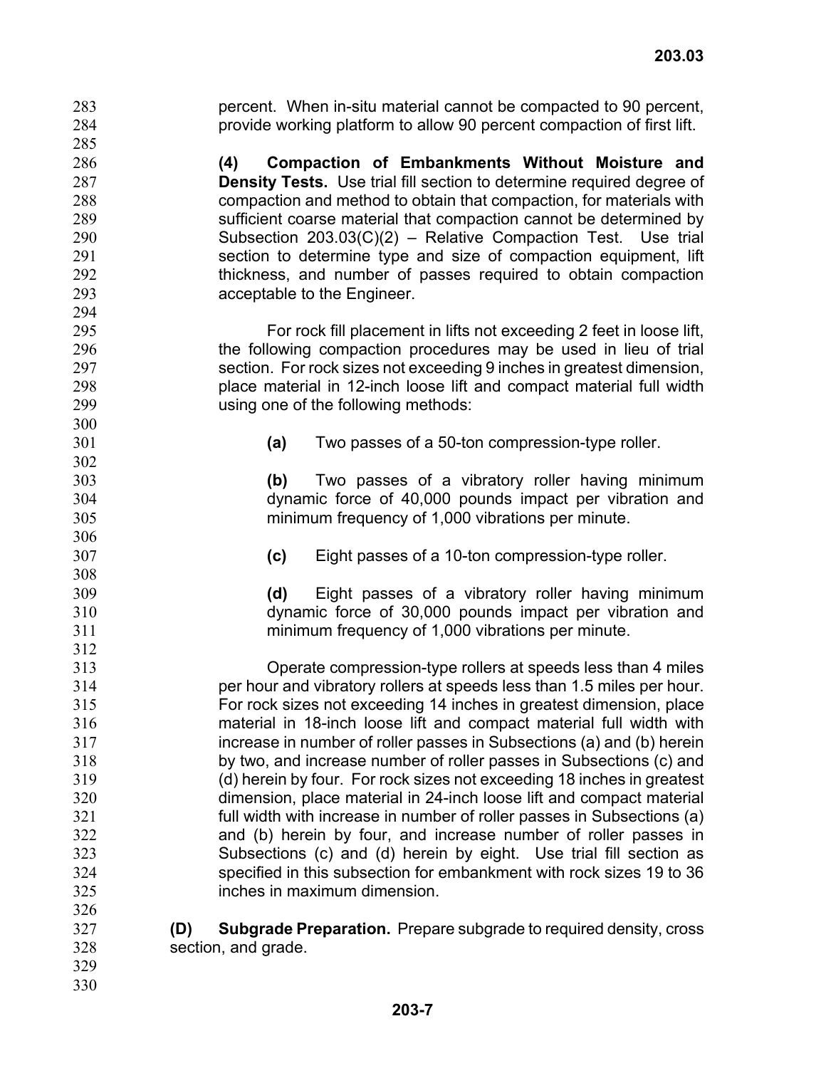percent. When in-situ material cannot be compacted to 90 percent, provide working platform to allow 90 percent compaction of first lift.

**(4) Compaction of Embankments Without Moisture and Density Tests.** Use trial fill section to determine required degree of compaction and method to obtain that compaction, for materials with sufficient coarse material that compaction cannot be determined by Subsection 203.03(C)(2) – Relative Compaction Test. Use trial section to determine type and size of compaction equipment, lift thickness, and number of passes required to obtain compaction acceptable to the Engineer.

For rock fill placement in lifts not exceeding 2 feet in loose lift, the following compaction procedures may be used in lieu of trial section. For rock sizes not exceeding 9 inches in greatest dimension, place material in 12-inch loose lift and compact material full width using one of the following methods:

**(a)** Two passes of a 50-ton compression-type roller.

**(b)** Two passes of a vibratory roller having minimum dynamic force of 40,000 pounds impact per vibration and minimum frequency of 1,000 vibrations per minute.

**(c)** Eight passes of a 10-ton compression-type roller.

**(d)** Eight passes of a vibratory roller having minimum dynamic force of 30,000 pounds impact per vibration and minimum frequency of 1,000 vibrations per minute.

Operate compression-type rollers at speeds less than 4 miles per hour and vibratory rollers at speeds less than 1.5 miles per hour. For rock sizes not exceeding 14 inches in greatest dimension, place material in 18-inch loose lift and compact material full width with increase in number of roller passes in Subsections (a) and (b) herein by two, and increase number of roller passes in Subsections (c) and (d) herein by four. For rock sizes not exceeding 18 inches in greatest dimension, place material in 24-inch loose lift and compact material full width with increase in number of roller passes in Subsections (a) and (b) herein by four, and increase number of roller passes in Subsections (c) and (d) herein by eight. Use trial fill section as specified in this subsection for embankment with rock sizes 19 to 36 inches in maximum dimension.

**(D) Subgrade Preparation.** Prepare subgrade to required density, cross section, and grade.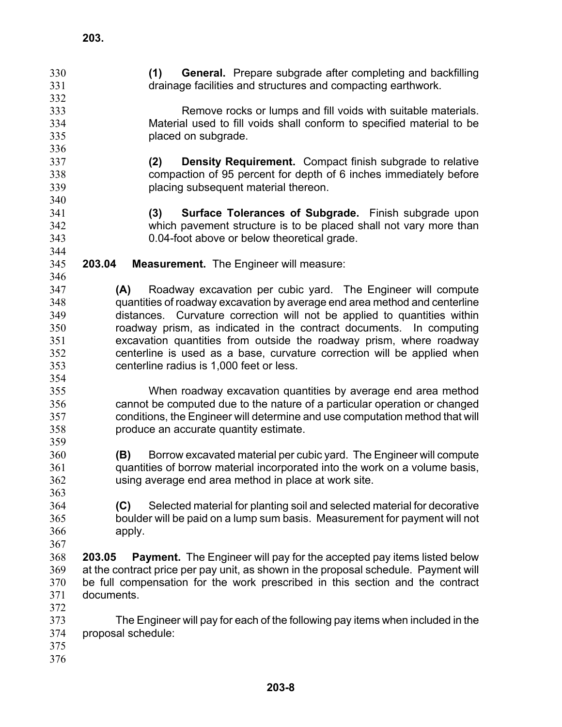**(1) General.** Prepare subgrade after completing and backfilling drainage facilities and structures and compacting earthwork.

Remove rocks or lumps and fill voids with suitable materials. Material used to fill voids shall conform to specified material to be placed on subgrade.

**(2) Density Requirement.** Compact finish subgrade to relative compaction of 95 percent for depth of 6 inches immediately before placing subsequent material thereon.

**(3) Surface Tolerances of Subgrade.** Finish subgrade upon which pavement structure is to be placed shall not vary more than 0.04-foot above or below theoretical grade.

**203.04 Measurement.** The Engineer will measure:

**(A)** Roadway excavation per cubic yard. The Engineer will compute quantities of roadway excavation by average end area method and centerline distances. Curvature correction will not be applied to quantities within roadway prism, as indicated in the contract documents. In computing excavation quantities from outside the roadway prism, where roadway centerline is used as a base, curvature correction will be applied when centerline radius is 1,000 feet or less.

When roadway excavation quantities by average end area method cannot be computed due to the nature of a particular operation or changed conditions, the Engineer will determine and use computation method that will produce an accurate quantity estimate.

**(B)** Borrow excavated material per cubic yard. The Engineer will compute quantities of borrow material incorporated into the work on a volume basis, using average end area method in place at work site.

**(C)** Selected material for planting soil and selected material for decorative boulder will be paid on a lump sum basis. Measurement for payment will not apply.

**203.05 Payment.** The Engineer will pay for the accepted pay items listed below at the contract price per pay unit, as shown in the proposal schedule. Payment will be full compensation for the work prescribed in this section and the contract documents.

The Engineer will pay for each of the following pay items when included in the proposal schedule: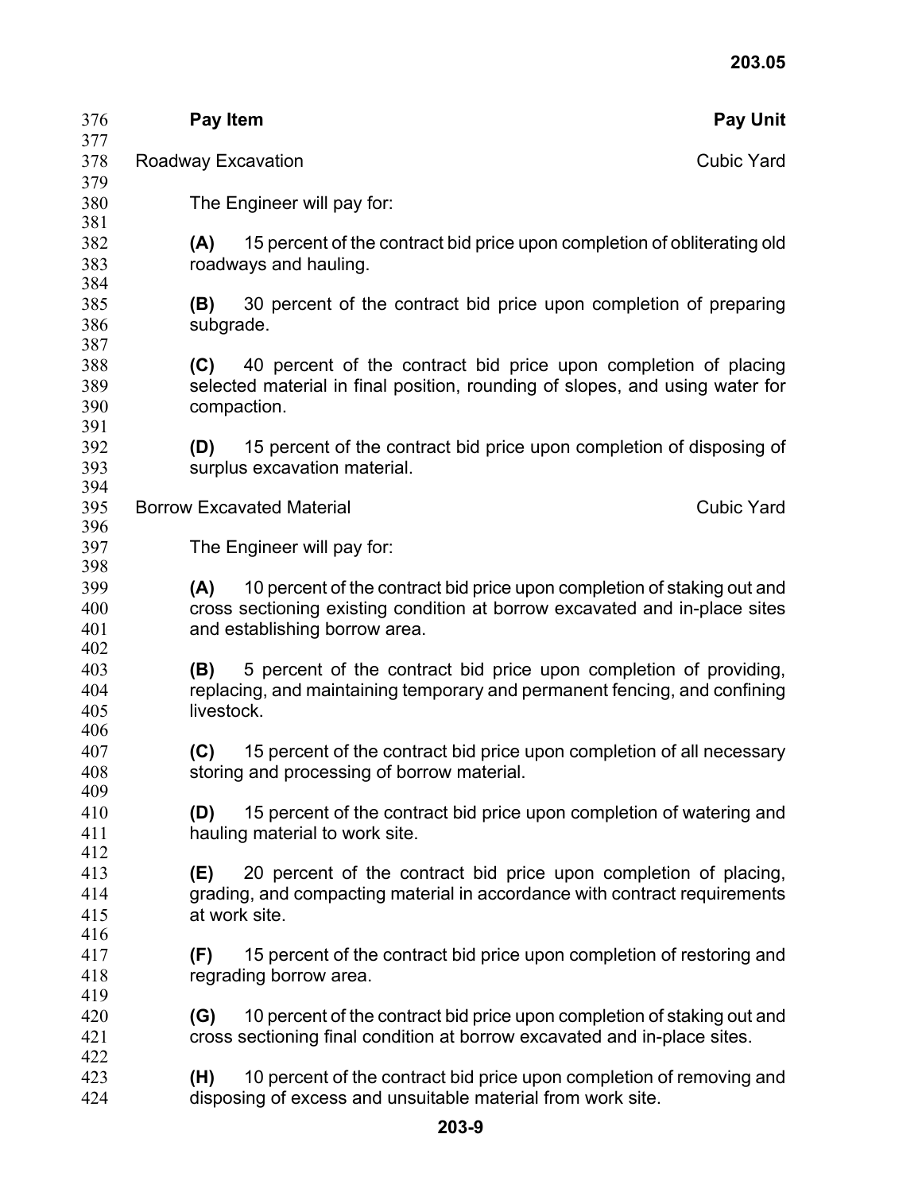| Pay Item | Pay Unit |
| --- | --- |
| Roadway Excavation | Cubic Yard |

The Engineer will pay for:

**(A)** 15 percent of the contract bid price upon completion of obliterating old roadways and hauling.

**(B)** 30 percent of the contract bid price upon completion of preparing subgrade.

**(C)** 40 percent of the contract bid price upon completion of placing selected material in final position, rounding of slopes, and using water for compaction.

**(D)** 15 percent of the contract bid price upon completion of disposing of surplus excavation material.

| | |
| --- | --- |
| Borrow Excavated Material | Cubic Yard |

The Engineer will pay for:

**(A)** 10 percent of the contract bid price upon completion of staking out and cross sectioning existing condition at borrow excavated and in-place sites and establishing borrow area.

**(B)** 5 percent of the contract bid price upon completion of providing, replacing, and maintaining temporary and permanent fencing, and confining livestock.

**(C)** 15 percent of the contract bid price upon completion of all necessary storing and processing of borrow material.

**(D)** 15 percent of the contract bid price upon completion of watering and hauling material to work site.

**(E)** 20 percent of the contract bid price upon completion of placing, grading, and compacting material in accordance with contract requirements at work site.

**(F)** 15 percent of the contract bid price upon completion of restoring and regrading borrow area.

**(G)** 10 percent of the contract bid price upon completion of staking out and cross sectioning final condition at borrow excavated and in-place sites.

**(H)** 10 percent of the contract bid price upon completion of removing and disposing of excess and unsuitable material from work site.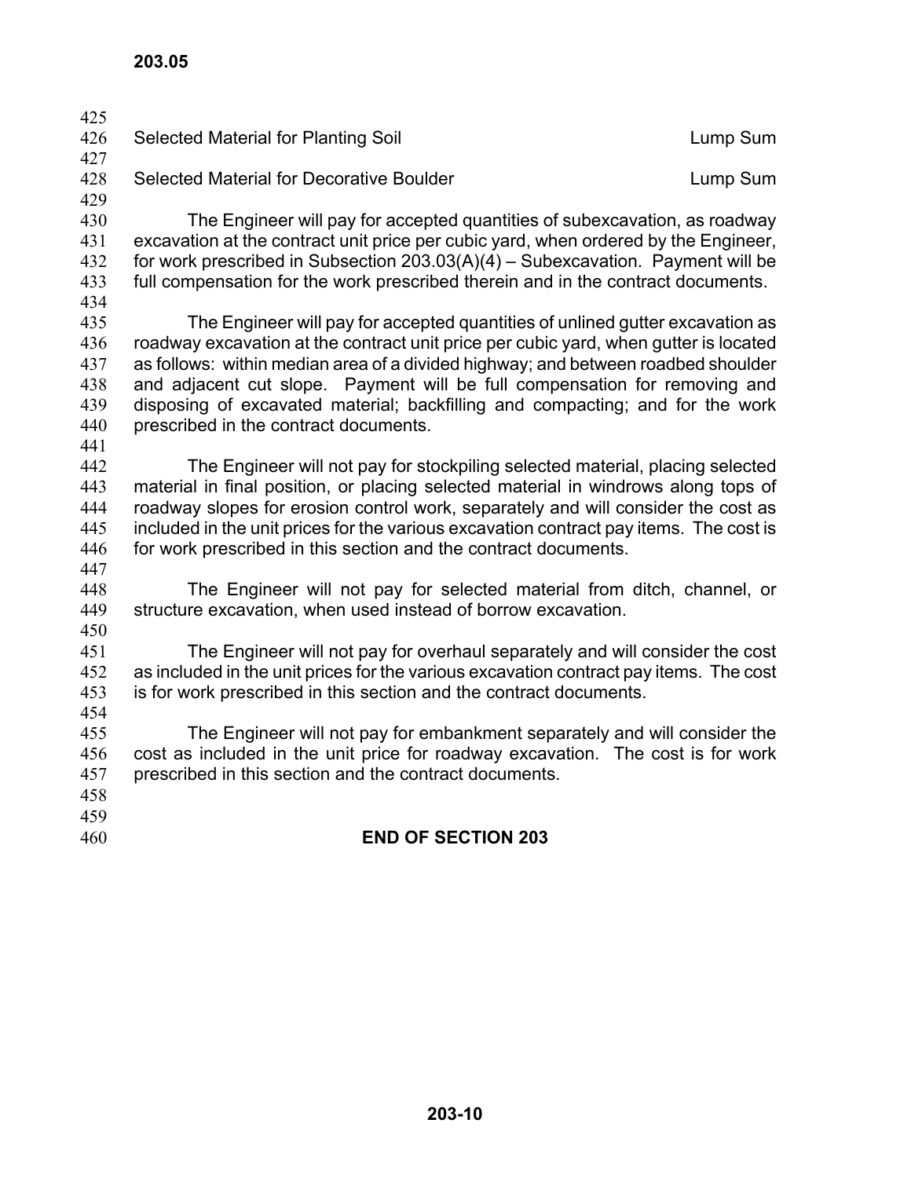| | |
|---|---|
| Selected Material for Planting Soil | Lump Sum |
| Selected Material for Decorative Boulder | Lump Sum |

The Engineer will pay for accepted quantities of subexcavation, as roadway excavation at the contract unit price per cubic yard, when ordered by the Engineer, for work prescribed in Subsection 203.03(A)(4) – Subexcavation. Payment will be full compensation for the work prescribed therein and in the contract documents.

The Engineer will pay for accepted quantities of unlined gutter excavation as roadway excavation at the contract unit price per cubic yard, when gutter is located as follows: within median area of a divided highway; and between roadbed shoulder and adjacent cut slope. Payment will be full compensation for removing and disposing of excavated material; backfilling and compacting; and for the work prescribed in the contract documents.

The Engineer will not pay for stockpiling selected material, placing selected material in final position, or placing selected material in windrows along tops of roadway slopes for erosion control work, separately and will consider the cost as included in the unit prices for the various excavation contract pay items. The cost is for work prescribed in this section and the contract documents.

The Engineer will not pay for selected material from ditch, channel, or structure excavation, when used instead of borrow excavation.

The Engineer will not pay for overhaul separately and will consider the cost as included in the unit prices for the various excavation contract pay items. The cost is for work prescribed in this section and the contract documents.

The Engineer will not pay for embankment separately and will consider the cost as included in the unit price for roadway excavation. The cost is for work prescribed in this section and the contract documents.

**END OF SECTION 203**